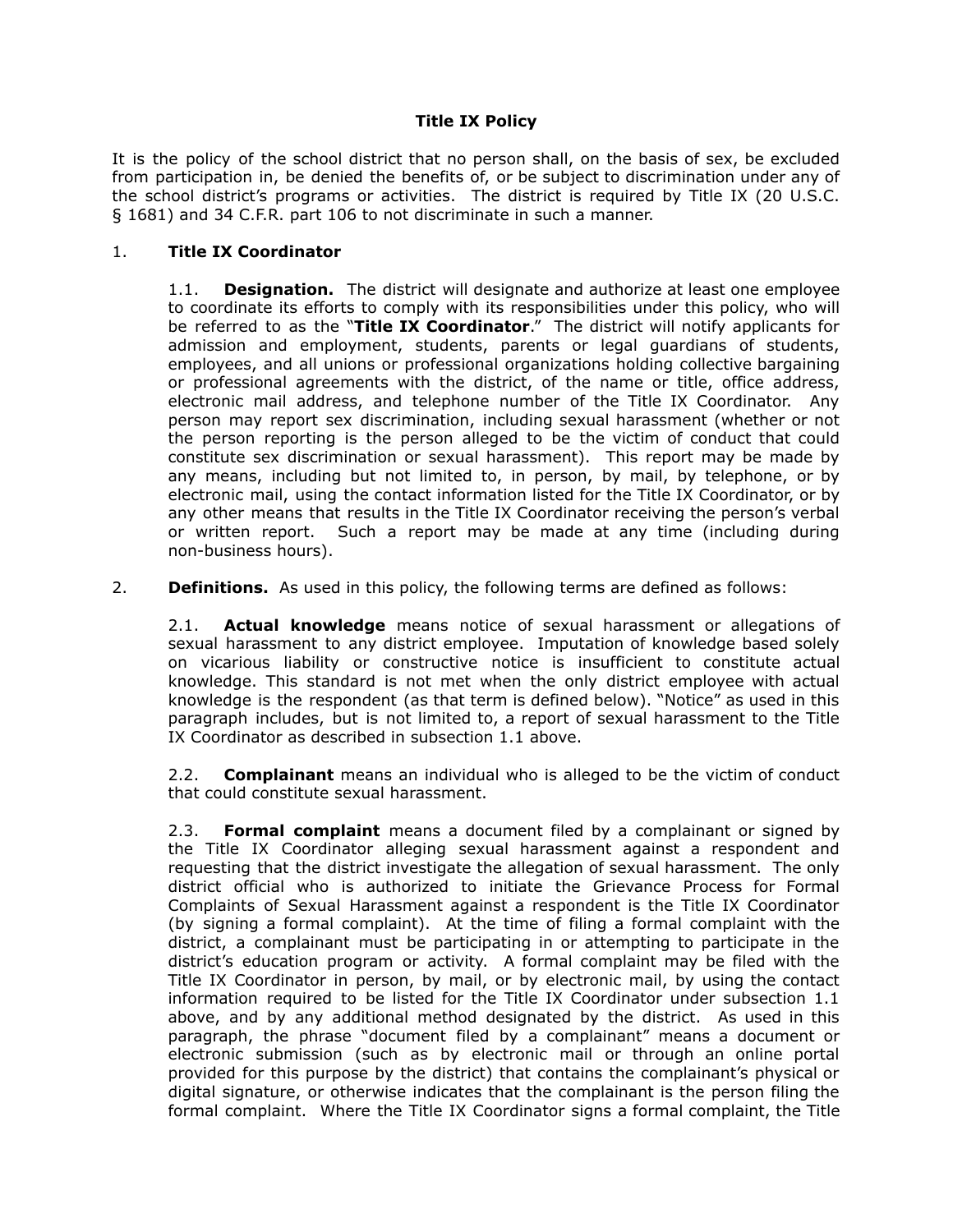# Title IX Policy

It is the policy of the school district that no person shall, on the basis of sex, be excluded from participation in, be denied the benefits of, or be subject to discrimination under any of the school district's programs or activities. The district is required by Title IX (20 U.S.C. § 1681) and 34 C.F.R. part 106 to not discriminate in such a manner.

## 1. Title IX Coordinator

1.1. **Designation.** The district will designate and authorize at least one employee to coordinate its efforts to comply with its responsibilities under this policy, who will be referred to as the "**Title IX Coordinator**." The district will notify applicants for admission and employment, students, parents or legal guardians of students, employees, and all unions or professional organizations holding collective bargaining or professional agreements with the district, of the name or title, office address, electronic mail address, and telephone number of the Title IX Coordinator. Any person may report sex discrimination, including sexual harassment (whether or not the person reporting is the person alleged to be the victim of conduct that could constitute sex discrimination or sexual harassment). This report may be made by any means, including but not limited to, in person, by mail, by telephone, or by electronic mail, using the contact information listed for the Title IX Coordinator, or by any other means that results in the Title IX Coordinator receiving the person's verbal or written report. Such a report may be made at any time (including during non-business hours).

## 2. Definitions.

As used in this policy, the following terms are defined as follows:

2.1. **Actual knowledge** means notice of sexual harassment or allegations of sexual harassment to any district employee. Imputation of knowledge based solely on vicarious liability or constructive notice is insufficient to constitute actual knowledge. This standard is not met when the only district employee with actual knowledge is the respondent (as that term is defined below). "Notice" as used in this paragraph includes, but is not limited to, a report of sexual harassment to the Title IX Coordinator as described in subsection 1.1 above.

2.2. **Complainant** means an individual who is alleged to be the victim of conduct that could constitute sexual harassment.

2.3. **Formal complaint** means a document filed by a complainant or signed by the Title IX Coordinator alleging sexual harassment against a respondent and requesting that the district investigate the allegation of sexual harassment. The only district official who is authorized to initiate the Grievance Process for Formal Complaints of Sexual Harassment against a respondent is the Title IX Coordinator (by signing a formal complaint). At the time of filing a formal complaint with the district, a complainant must be participating in or attempting to participate in the district's education program or activity. A formal complaint may be filed with the Title IX Coordinator in person, by mail, or by electronic mail, by using the contact information required to be listed for the Title IX Coordinator under subsection 1.1 above, and by any additional method designated by the district. As used in this paragraph, the phrase "document filed by a complainant" means a document or electronic submission (such as by electronic mail or through an online portal provided for this purpose by the district) that contains the complainant's physical or digital signature, or otherwise indicates that the complainant is the person filing the formal complaint. Where the Title IX Coordinator signs a formal complaint, the Title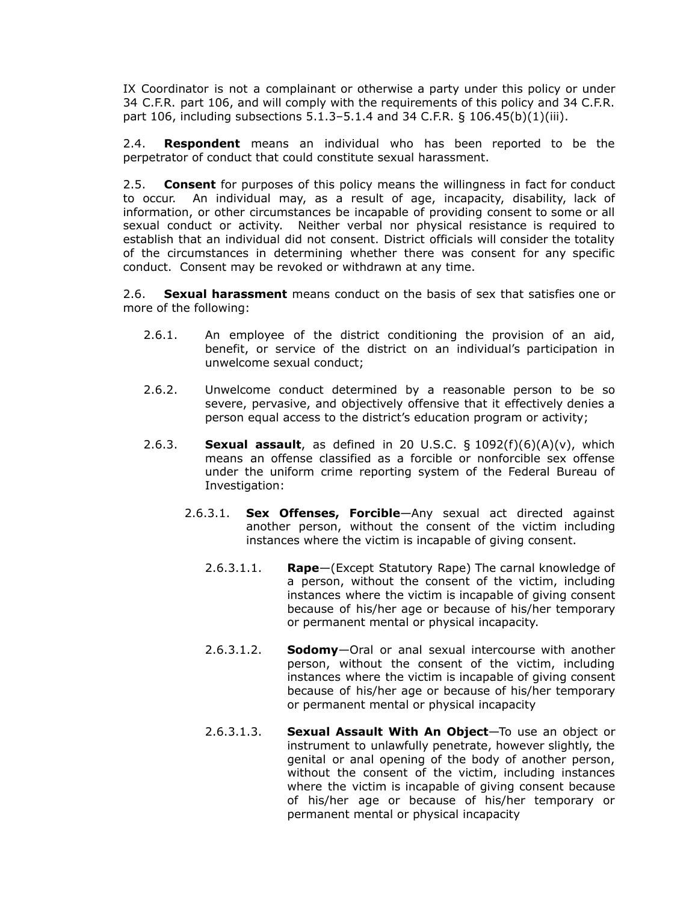IX Coordinator is not a complainant or otherwise a party under this policy or under 34 C.F.R. part 106, and will comply with the requirements of this policy and 34 C.F.R. part 106, including subsections 5.1.3–5.1.4 and 34 C.F.R. § 106.45(b)(1)(iii).

2.4. **Respondent** means an individual who has been reported to be the perpetrator of conduct that could constitute sexual harassment.

2.5. **Consent** for purposes of this policy means the willingness in fact for conduct to occur. An individual may, as a result of age, incapacity, disability, lack of information, or other circumstances be incapable of providing consent to some or all sexual conduct or activity. Neither verbal nor physical resistance is required to establish that an individual did not consent. District officials will consider the totality of the circumstances in determining whether there was consent for any specific conduct. Consent may be revoked or withdrawn at any time.

2.6. **Sexual harassment** means conduct on the basis of sex that satisfies one or more of the following:

- 2.6.1. An employee of the district conditioning the provision of an aid, benefit, or service of the district on an individual's participation in unwelcome sexual conduct;

- 2.6.2. Unwelcome conduct determined by a reasonable person to be so severe, pervasive, and objectively offensive that it effectively denies a person equal access to the district's education program or activity;

- 2.6.3. **Sexual assault**, as defined in 20 U.S.C. § 1092(f)(6)(A)(v), which means an offense classified as a forcible or nonforcible sex offense under the uniform crime reporting system of the Federal Bureau of Investigation:

  - 2.6.3.1. **Sex Offenses, Forcible**—Any sexual act directed against another person, without the consent of the victim including instances where the victim is incapable of giving consent.

    - 2.6.3.1.1. **Rape**—(Except Statutory Rape) The carnal knowledge of a person, without the consent of the victim, including instances where the victim is incapable of giving consent because of his/her age or because of his/her temporary or permanent mental or physical incapacity.

    - 2.6.3.1.2. **Sodomy**—Oral or anal sexual intercourse with another person, without the consent of the victim, including instances where the victim is incapable of giving consent because of his/her age or because of his/her temporary or permanent mental or physical incapacity

    - 2.6.3.1.3. **Sexual Assault With An Object**—To use an object or instrument to unlawfully penetrate, however slightly, the genital or anal opening of the body of another person, without the consent of the victim, including instances where the victim is incapable of giving consent because of his/her age or because of his/her temporary or permanent mental or physical incapacity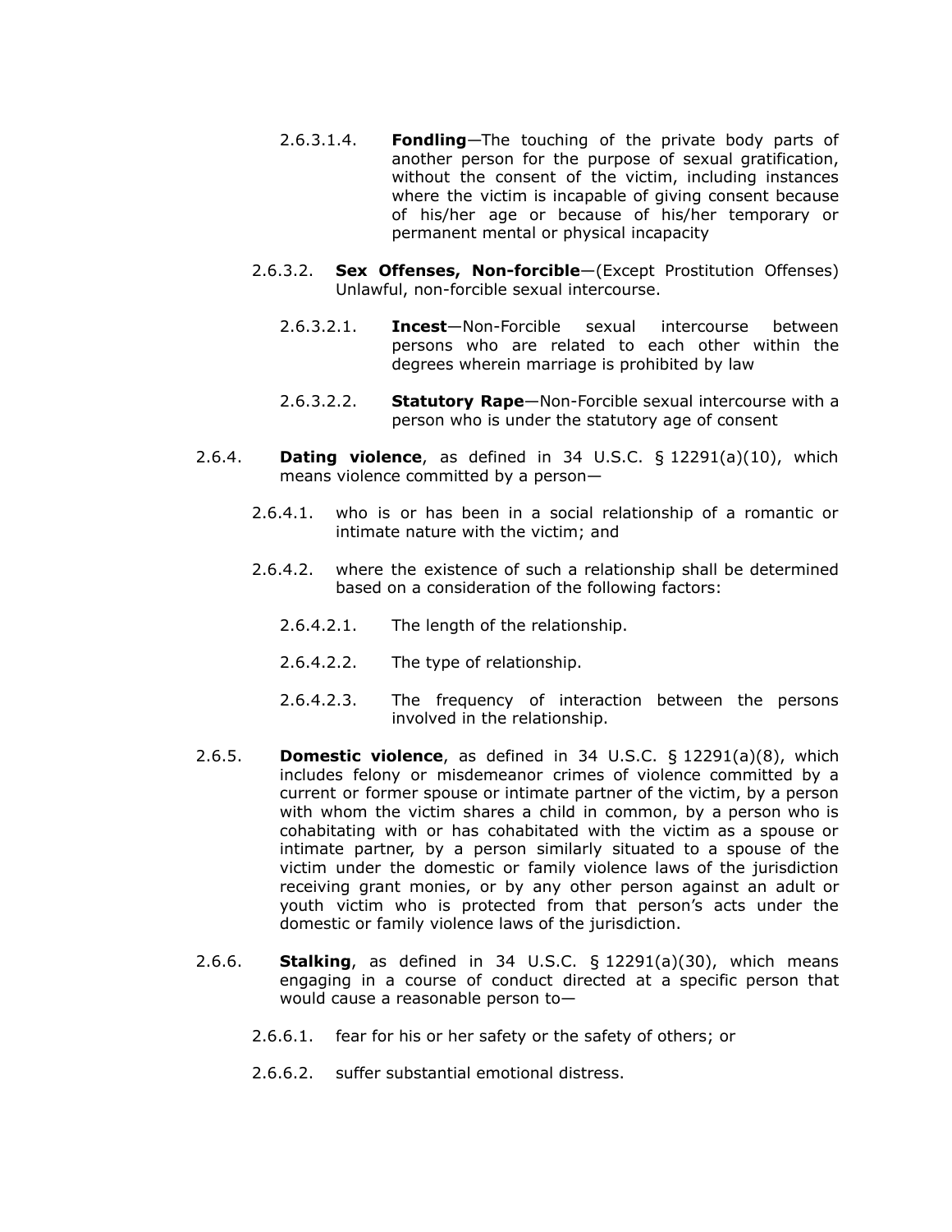2.6.3.1.4. **Fondling**—The touching of the private body parts of another person for the purpose of sexual gratification, without the consent of the victim, including instances where the victim is incapable of giving consent because of his/her age or because of his/her temporary or permanent mental or physical incapacity

2.6.3.2. **Sex Offenses, Non-forcible**—(Except Prostitution Offenses) Unlawful, non-forcible sexual intercourse.

2.6.3.2.1. **Incest**—Non-Forcible sexual intercourse between persons who are related to each other within the degrees wherein marriage is prohibited by law

2.6.3.2.2. **Statutory Rape**—Non-Forcible sexual intercourse with a person who is under the statutory age of consent

2.6.4. **Dating violence**, as defined in 34 U.S.C. § 12291(a)(10), which means violence committed by a person—

2.6.4.1. who is or has been in a social relationship of a romantic or intimate nature with the victim; and

2.6.4.2. where the existence of such a relationship shall be determined based on a consideration of the following factors:

2.6.4.2.1. The length of the relationship.

2.6.4.2.2. The type of relationship.

2.6.4.2.3. The frequency of interaction between the persons involved in the relationship.

2.6.5. **Domestic violence**, as defined in 34 U.S.C. § 12291(a)(8), which includes felony or misdemeanor crimes of violence committed by a current or former spouse or intimate partner of the victim, by a person with whom the victim shares a child in common, by a person who is cohabitating with or has cohabitated with the victim as a spouse or intimate partner, by a person similarly situated to a spouse of the victim under the domestic or family violence laws of the jurisdiction receiving grant monies, or by any other person against an adult or youth victim who is protected from that person's acts under the domestic or family violence laws of the jurisdiction.

2.6.6. **Stalking**, as defined in 34 U.S.C. § 12291(a)(30), which means engaging in a course of conduct directed at a specific person that would cause a reasonable person to—

2.6.6.1. fear for his or her safety or the safety of others; or

2.6.6.2. suffer substantial emotional distress.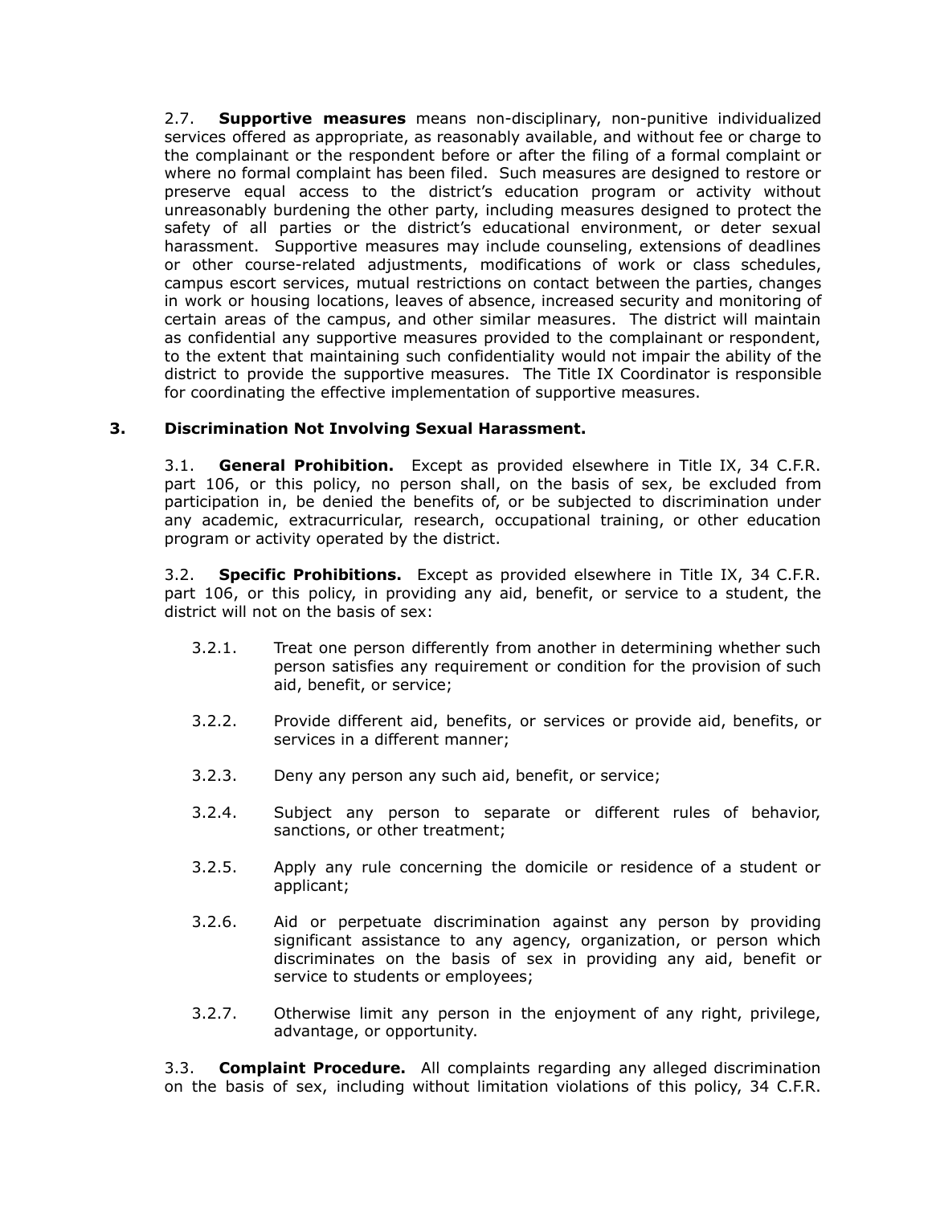2.7. **Supportive measures** means non-disciplinary, non-punitive individualized services offered as appropriate, as reasonably available, and without fee or charge to the complainant or the respondent before or after the filing of a formal complaint or where no formal complaint has been filed. Such measures are designed to restore or preserve equal access to the district's education program or activity without unreasonably burdening the other party, including measures designed to protect the safety of all parties or the district's educational environment, or deter sexual harassment. Supportive measures may include counseling, extensions of deadlines or other course-related adjustments, modifications of work or class schedules, campus escort services, mutual restrictions on contact between the parties, changes in work or housing locations, leaves of absence, increased security and monitoring of certain areas of the campus, and other similar measures. The district will maintain as confidential any supportive measures provided to the complainant or respondent, to the extent that maintaining such confidentiality would not impair the ability of the district to provide the supportive measures. The Title IX Coordinator is responsible for coordinating the effective implementation of supportive measures.

## 3. Discrimination Not Involving Sexual Harassment.

3.1. **General Prohibition.** Except as provided elsewhere in Title IX, 34 C.F.R. part 106, or this policy, no person shall, on the basis of sex, be excluded from participation in, be denied the benefits of, or be subjected to discrimination under any academic, extracurricular, research, occupational training, or other education program or activity operated by the district.

3.2. **Specific Prohibitions.** Except as provided elsewhere in Title IX, 34 C.F.R. part 106, or this policy, in providing any aid, benefit, or service to a student, the district will not on the basis of sex:

3.2.1. Treat one person differently from another in determining whether such person satisfies any requirement or condition for the provision of such aid, benefit, or service;

3.2.2. Provide different aid, benefits, or services or provide aid, benefits, or services in a different manner;

3.2.3. Deny any person any such aid, benefit, or service;

3.2.4. Subject any person to separate or different rules of behavior, sanctions, or other treatment;

3.2.5. Apply any rule concerning the domicile or residence of a student or applicant;

3.2.6. Aid or perpetuate discrimination against any person by providing significant assistance to any agency, organization, or person which discriminates on the basis of sex in providing any aid, benefit or service to students or employees;

3.2.7. Otherwise limit any person in the enjoyment of any right, privilege, advantage, or opportunity.

3.3. **Complaint Procedure.** All complaints regarding any alleged discrimination on the basis of sex, including without limitation violations of this policy, 34 C.F.R.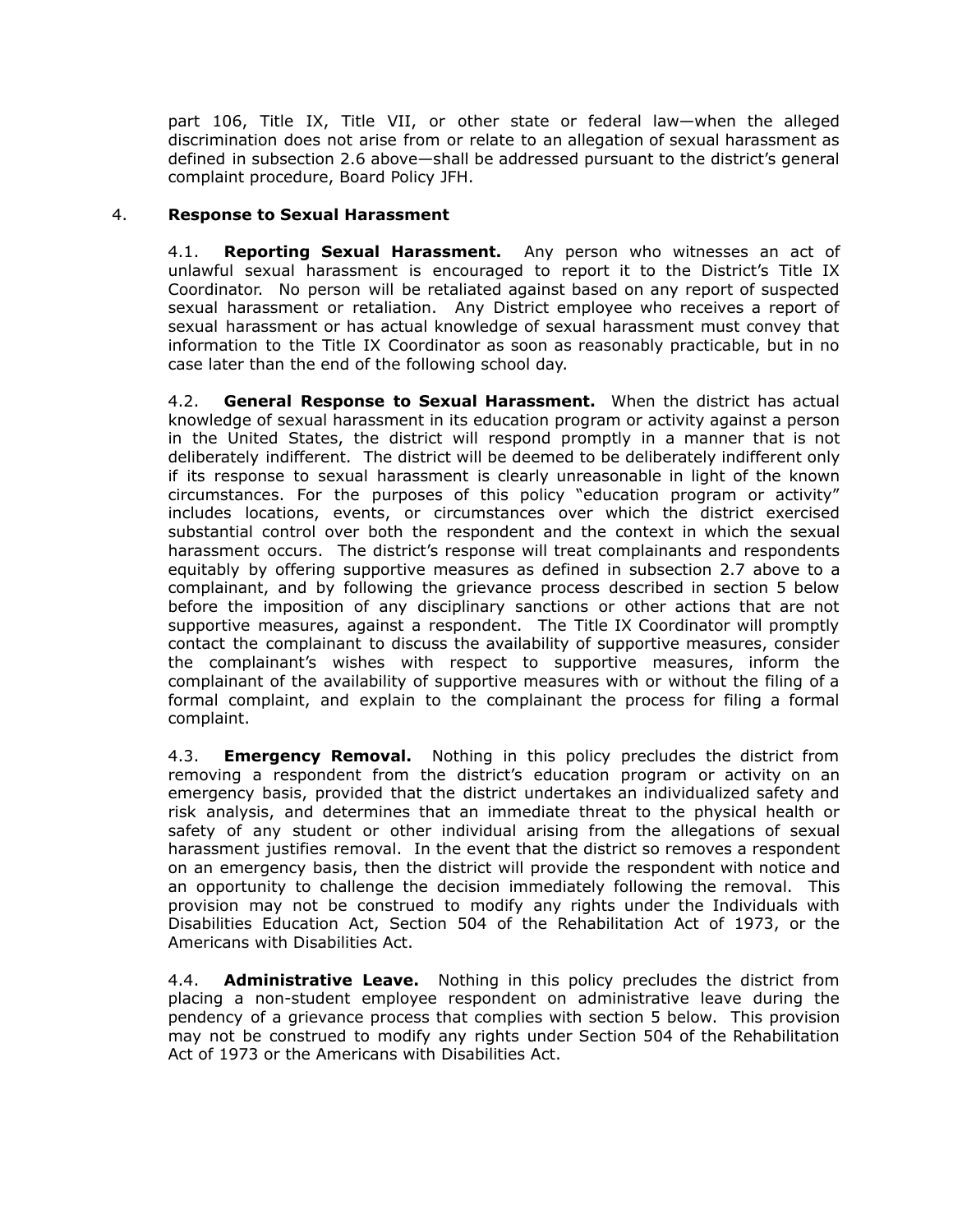part 106, Title IX, Title VII, or other state or federal law—when the alleged discrimination does not arise from or relate to an allegation of sexual harassment as defined in subsection 2.6 above—shall be addressed pursuant to the district's general complaint procedure, Board Policy JFH.

## 4. Response to Sexual Harassment

4.1. **Reporting Sexual Harassment.** Any person who witnesses an act of unlawful sexual harassment is encouraged to report it to the District's Title IX Coordinator. No person will be retaliated against based on any report of suspected sexual harassment or retaliation. Any District employee who receives a report of sexual harassment or has actual knowledge of sexual harassment must convey that information to the Title IX Coordinator as soon as reasonably practicable, but in no case later than the end of the following school day.

4.2. **General Response to Sexual Harassment.** When the district has actual knowledge of sexual harassment in its education program or activity against a person in the United States, the district will respond promptly in a manner that is not deliberately indifferent. The district will be deemed to be deliberately indifferent only if its response to sexual harassment is clearly unreasonable in light of the known circumstances. For the purposes of this policy "education program or activity" includes locations, events, or circumstances over which the district exercised substantial control over both the respondent and the context in which the sexual harassment occurs. The district's response will treat complainants and respondents equitably by offering supportive measures as defined in subsection 2.7 above to a complainant, and by following the grievance process described in section 5 below before the imposition of any disciplinary sanctions or other actions that are not supportive measures, against a respondent. The Title IX Coordinator will promptly contact the complainant to discuss the availability of supportive measures, consider the complainant's wishes with respect to supportive measures, inform the complainant of the availability of supportive measures with or without the filing of a formal complaint, and explain to the complainant the process for filing a formal complaint.

4.3. **Emergency Removal.** Nothing in this policy precludes the district from removing a respondent from the district's education program or activity on an emergency basis, provided that the district undertakes an individualized safety and risk analysis, and determines that an immediate threat to the physical health or safety of any student or other individual arising from the allegations of sexual harassment justifies removal. In the event that the district so removes a respondent on an emergency basis, then the district will provide the respondent with notice and an opportunity to challenge the decision immediately following the removal. This provision may not be construed to modify any rights under the Individuals with Disabilities Education Act, Section 504 of the Rehabilitation Act of 1973, or the Americans with Disabilities Act.

4.4. **Administrative Leave.** Nothing in this policy precludes the district from placing a non-student employee respondent on administrative leave during the pendency of a grievance process that complies with section 5 below. This provision may not be construed to modify any rights under Section 504 of the Rehabilitation Act of 1973 or the Americans with Disabilities Act.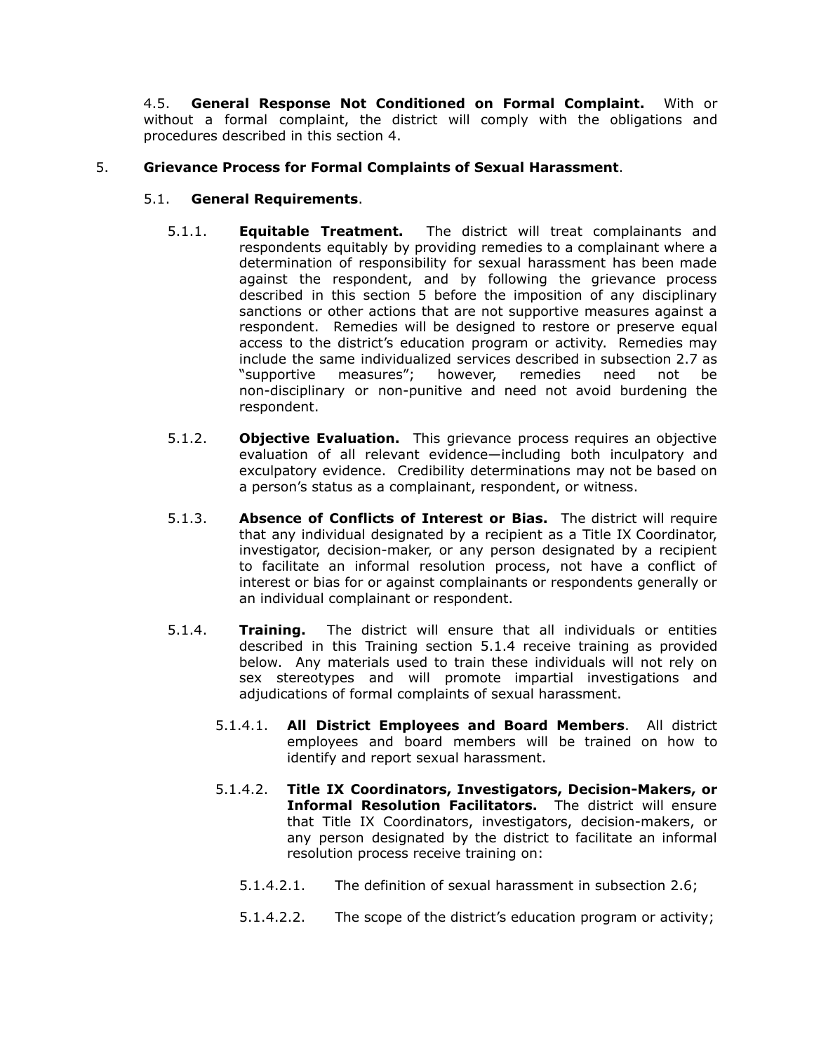4.5. **General Response Not Conditioned on Formal Complaint.** With or without a formal complaint, the district will comply with the obligations and procedures described in this section 4.

5. **Grievance Process for Formal Complaints of Sexual Harassment**.

5.1. **General Requirements**.

5.1.1. **Equitable Treatment.** The district will treat complainants and respondents equitably by providing remedies to a complainant where a determination of responsibility for sexual harassment has been made against the respondent, and by following the grievance process described in this section 5 before the imposition of any disciplinary sanctions or other actions that are not supportive measures against a respondent. Remedies will be designed to restore or preserve equal access to the district's education program or activity. Remedies may include the same individualized services described in subsection 2.7 as "supportive measures"; however, remedies need not be non-disciplinary or non-punitive and need not avoid burdening the respondent.

5.1.2. **Objective Evaluation.** This grievance process requires an objective evaluation of all relevant evidence—including both inculpatory and exculpatory evidence. Credibility determinations may not be based on a person's status as a complainant, respondent, or witness.

5.1.3. **Absence of Conflicts of Interest or Bias.** The district will require that any individual designated by a recipient as a Title IX Coordinator, investigator, decision-maker, or any person designated by a recipient to facilitate an informal resolution process, not have a conflict of interest or bias for or against complainants or respondents generally or an individual complainant or respondent.

5.1.4. **Training.** The district will ensure that all individuals or entities described in this Training section 5.1.4 receive training as provided below. Any materials used to train these individuals will not rely on sex stereotypes and will promote impartial investigations and adjudications of formal complaints of sexual harassment.

5.1.4.1. **All District Employees and Board Members**. All district employees and board members will be trained on how to identify and report sexual harassment.

5.1.4.2. **Title IX Coordinators, Investigators, Decision-Makers, or Informal Resolution Facilitators.** The district will ensure that Title IX Coordinators, investigators, decision-makers, or any person designated by the district to facilitate an informal resolution process receive training on:

5.1.4.2.1. The definition of sexual harassment in subsection 2.6;

5.1.4.2.2. The scope of the district's education program or activity;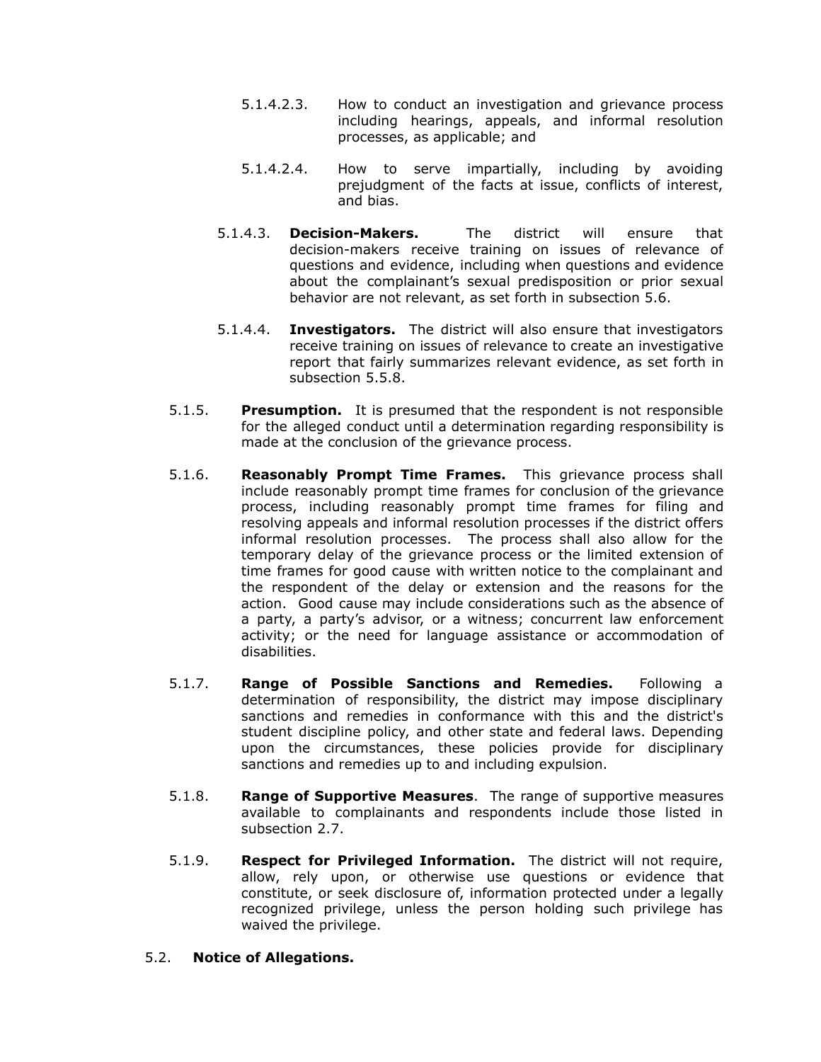5.1.4.2.3. How to conduct an investigation and grievance process including hearings, appeals, and informal resolution processes, as applicable; and

5.1.4.2.4. How to serve impartially, including by avoiding prejudgment of the facts at issue, conflicts of interest, and bias.

5.1.4.3. **Decision-Makers.** The district will ensure that decision-makers receive training on issues of relevance of questions and evidence, including when questions and evidence about the complainant's sexual predisposition or prior sexual behavior are not relevant, as set forth in subsection 5.6.

5.1.4.4. **Investigators.** The district will also ensure that investigators receive training on issues of relevance to create an investigative report that fairly summarizes relevant evidence, as set forth in subsection 5.5.8.

5.1.5. **Presumption.** It is presumed that the respondent is not responsible for the alleged conduct until a determination regarding responsibility is made at the conclusion of the grievance process.

5.1.6. **Reasonably Prompt Time Frames.** This grievance process shall include reasonably prompt time frames for conclusion of the grievance process, including reasonably prompt time frames for filing and resolving appeals and informal resolution processes if the district offers informal resolution processes. The process shall also allow for the temporary delay of the grievance process or the limited extension of time frames for good cause with written notice to the complainant and the respondent of the delay or extension and the reasons for the action. Good cause may include considerations such as the absence of a party, a party's advisor, or a witness; concurrent law enforcement activity; or the need for language assistance or accommodation of disabilities.

5.1.7. **Range of Possible Sanctions and Remedies.** Following a determination of responsibility, the district may impose disciplinary sanctions and remedies in conformance with this and the district's student discipline policy, and other state and federal laws. Depending upon the circumstances, these policies provide for disciplinary sanctions and remedies up to and including expulsion.

5.1.8. **Range of Supportive Measures**. The range of supportive measures available to complainants and respondents include those listed in subsection 2.7.

5.1.9. **Respect for Privileged Information.** The district will not require, allow, rely upon, or otherwise use questions or evidence that constitute, or seek disclosure of, information protected under a legally recognized privilege, unless the person holding such privilege has waived the privilege.

5.2. **Notice of Allegations.**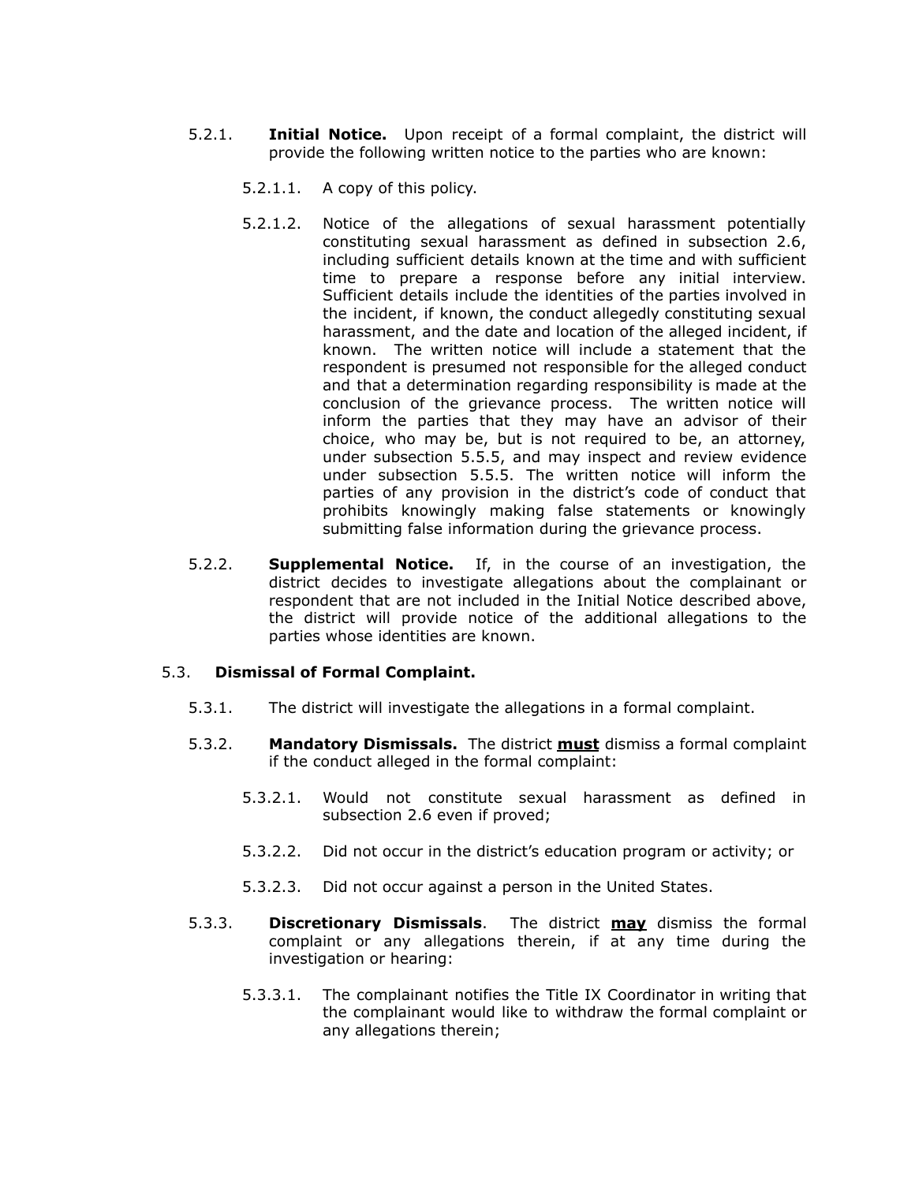5.2.1. **Initial Notice.** Upon receipt of a formal complaint, the district will provide the following written notice to the parties who are known:

5.2.1.1. A copy of this policy.

5.2.1.2. Notice of the allegations of sexual harassment potentially constituting sexual harassment as defined in subsection 2.6, including sufficient details known at the time and with sufficient time to prepare a response before any initial interview. Sufficient details include the identities of the parties involved in the incident, if known, the conduct allegedly constituting sexual harassment, and the date and location of the alleged incident, if known. The written notice will include a statement that the respondent is presumed not responsible for the alleged conduct and that a determination regarding responsibility is made at the conclusion of the grievance process. The written notice will inform the parties that they may have an advisor of their choice, who may be, but is not required to be, an attorney, under subsection 5.5.5, and may inspect and review evidence under subsection 5.5.5. The written notice will inform the parties of any provision in the district's code of conduct that prohibits knowingly making false statements or knowingly submitting false information during the grievance process.

5.2.2. **Supplemental Notice.** If, in the course of an investigation, the district decides to investigate allegations about the complainant or respondent that are not included in the Initial Notice described above, the district will provide notice of the additional allegations to the parties whose identities are known.

5.3. **Dismissal of Formal Complaint.**

5.3.1. The district will investigate the allegations in a formal complaint.

5.3.2. **Mandatory Dismissals.** The district **must** dismiss a formal complaint if the conduct alleged in the formal complaint:

5.3.2.1. Would not constitute sexual harassment as defined in subsection 2.6 even if proved;

5.3.2.2. Did not occur in the district's education program or activity; or

5.3.2.3. Did not occur against a person in the United States.

5.3.3. **Discretionary Dismissals**. The district **may** dismiss the formal complaint or any allegations therein, if at any time during the investigation or hearing:

5.3.3.1. The complainant notifies the Title IX Coordinator in writing that the complainant would like to withdraw the formal complaint or any allegations therein;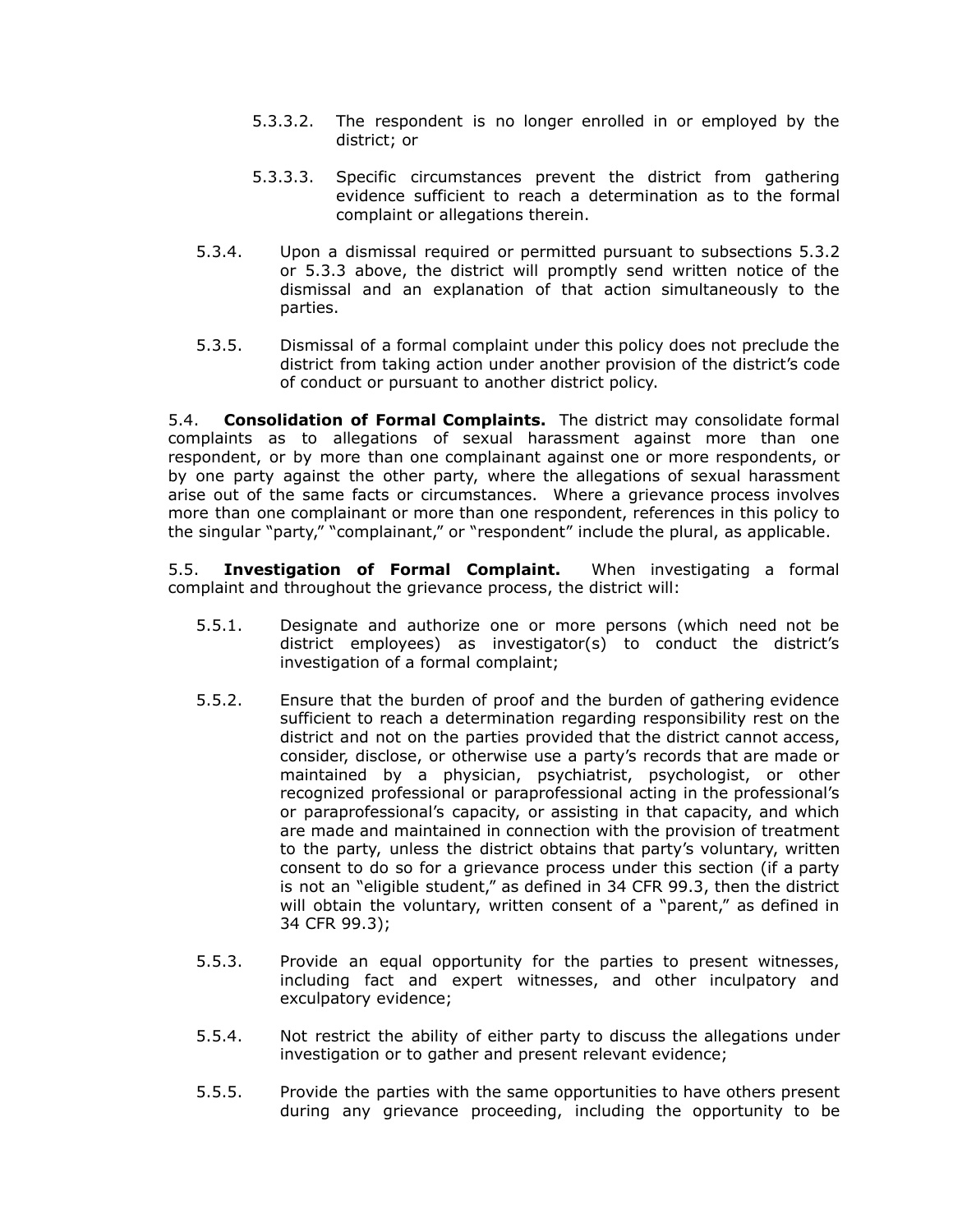5.3.3.2. The respondent is no longer enrolled in or employed by the district; or

5.3.3.3. Specific circumstances prevent the district from gathering evidence sufficient to reach a determination as to the formal complaint or allegations therein.

5.3.4. Upon a dismissal required or permitted pursuant to subsections 5.3.2 or 5.3.3 above, the district will promptly send written notice of the dismissal and an explanation of that action simultaneously to the parties.

5.3.5. Dismissal of a formal complaint under this policy does not preclude the district from taking action under another provision of the district's code of conduct or pursuant to another district policy.

5.4. **Consolidation of Formal Complaints.** The district may consolidate formal complaints as to allegations of sexual harassment against more than one respondent, or by more than one complainant against one or more respondents, or by one party against the other party, where the allegations of sexual harassment arise out of the same facts or circumstances. Where a grievance process involves more than one complainant or more than one respondent, references in this policy to the singular "party," "complainant," or "respondent" include the plural, as applicable.

5.5. **Investigation of Formal Complaint.** When investigating a formal complaint and throughout the grievance process, the district will:

5.5.1. Designate and authorize one or more persons (which need not be district employees) as investigator(s) to conduct the district's investigation of a formal complaint;

5.5.2. Ensure that the burden of proof and the burden of gathering evidence sufficient to reach a determination regarding responsibility rest on the district and not on the parties provided that the district cannot access, consider, disclose, or otherwise use a party's records that are made or maintained by a physician, psychiatrist, psychologist, or other recognized professional or paraprofessional acting in the professional's or paraprofessional's capacity, or assisting in that capacity, and which are made and maintained in connection with the provision of treatment to the party, unless the district obtains that party's voluntary, written consent to do so for a grievance process under this section (if a party is not an "eligible student," as defined in 34 CFR 99.3, then the district will obtain the voluntary, written consent of a "parent," as defined in 34 CFR 99.3);

5.5.3. Provide an equal opportunity for the parties to present witnesses, including fact and expert witnesses, and other inculpatory and exculpatory evidence;

5.5.4. Not restrict the ability of either party to discuss the allegations under investigation or to gather and present relevant evidence;

5.5.5. Provide the parties with the same opportunities to have others present during any grievance proceeding, including the opportunity to be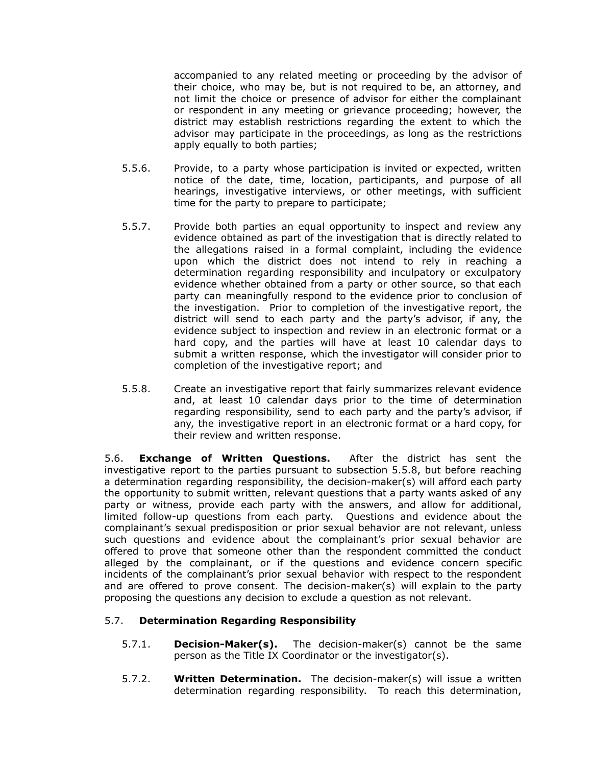accompanied to any related meeting or proceeding by the advisor of their choice, who may be, but is not required to be, an attorney, and not limit the choice or presence of advisor for either the complainant or respondent in any meeting or grievance proceeding; however, the district may establish restrictions regarding the extent to which the advisor may participate in the proceedings, as long as the restrictions apply equally to both parties;

5.5.6. Provide, to a party whose participation is invited or expected, written notice of the date, time, location, participants, and purpose of all hearings, investigative interviews, or other meetings, with sufficient time for the party to prepare to participate;

5.5.7. Provide both parties an equal opportunity to inspect and review any evidence obtained as part of the investigation that is directly related to the allegations raised in a formal complaint, including the evidence upon which the district does not intend to rely in reaching a determination regarding responsibility and inculpatory or exculpatory evidence whether obtained from a party or other source, so that each party can meaningfully respond to the evidence prior to conclusion of the investigation. Prior to completion of the investigative report, the district will send to each party and the party's advisor, if any, the evidence subject to inspection and review in an electronic format or a hard copy, and the parties will have at least 10 calendar days to submit a written response, which the investigator will consider prior to completion of the investigative report; and

5.5.8. Create an investigative report that fairly summarizes relevant evidence and, at least 10 calendar days prior to the time of determination regarding responsibility, send to each party and the party's advisor, if any, the investigative report in an electronic format or a hard copy, for their review and written response.

5.6. **Exchange of Written Questions.** After the district has sent the investigative report to the parties pursuant to subsection 5.5.8, but before reaching a determination regarding responsibility, the decision-maker(s) will afford each party the opportunity to submit written, relevant questions that a party wants asked of any party or witness, provide each party with the answers, and allow for additional, limited follow-up questions from each party. Questions and evidence about the complainant's sexual predisposition or prior sexual behavior are not relevant, unless such questions and evidence about the complainant's prior sexual behavior are offered to prove that someone other than the respondent committed the conduct alleged by the complainant, or if the questions and evidence concern specific incidents of the complainant's prior sexual behavior with respect to the respondent and are offered to prove consent. The decision-maker(s) will explain to the party proposing the questions any decision to exclude a question as not relevant.

5.7. **Determination Regarding Responsibility**

5.7.1. **Decision-Maker(s).** The decision-maker(s) cannot be the same person as the Title IX Coordinator or the investigator(s).

5.7.2. **Written Determination.** The decision-maker(s) will issue a written determination regarding responsibility. To reach this determination,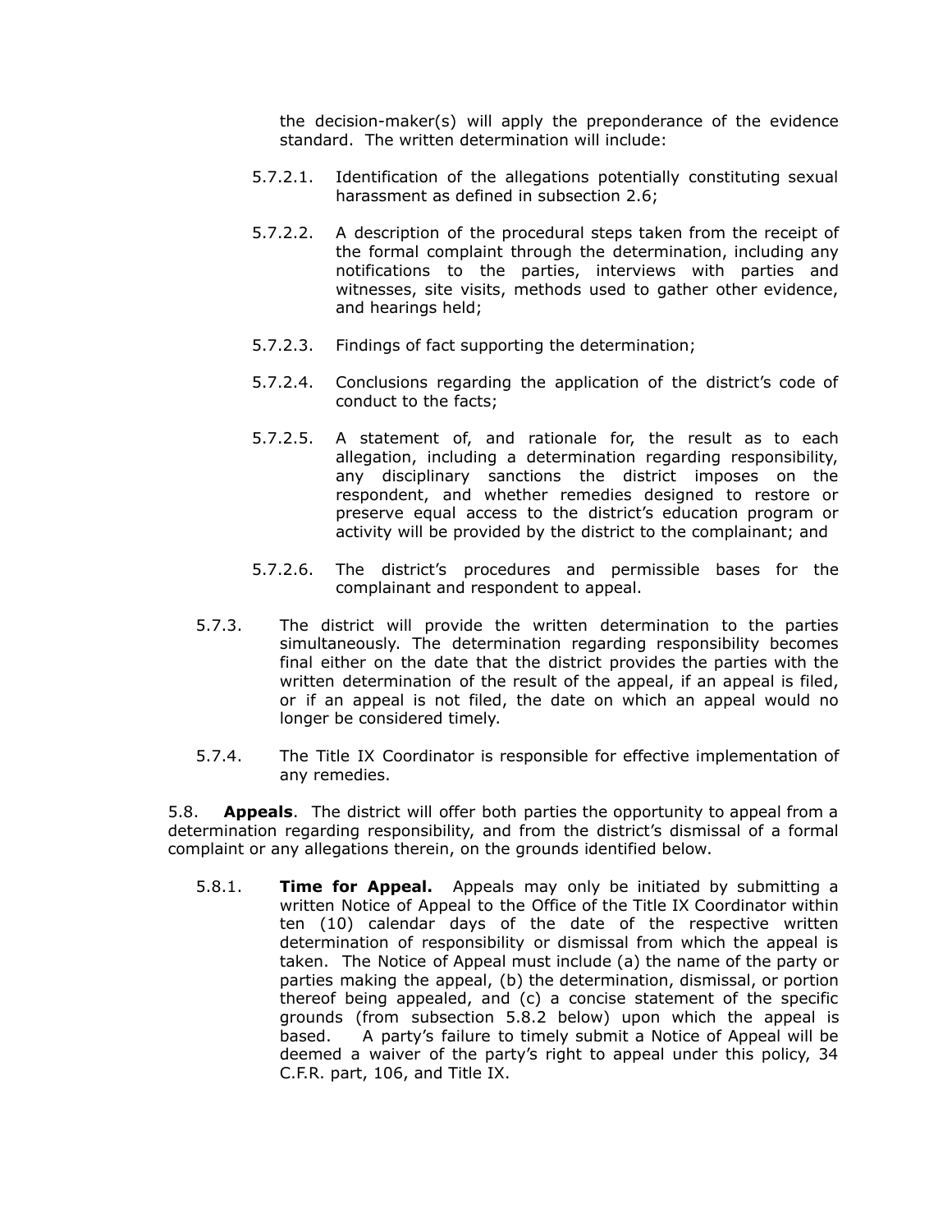the decision-maker(s) will apply the preponderance of the evidence standard. The written determination will include:

5.7.2.1. Identification of the allegations potentially constituting sexual harassment as defined in subsection 2.6;

5.7.2.2. A description of the procedural steps taken from the receipt of the formal complaint through the determination, including any notifications to the parties, interviews with parties and witnesses, site visits, methods used to gather other evidence, and hearings held;

5.7.2.3. Findings of fact supporting the determination;

5.7.2.4. Conclusions regarding the application of the district's code of conduct to the facts;

5.7.2.5. A statement of, and rationale for, the result as to each allegation, including a determination regarding responsibility, any disciplinary sanctions the district imposes on the respondent, and whether remedies designed to restore or preserve equal access to the district's education program or activity will be provided by the district to the complainant; and

5.7.2.6. The district's procedures and permissible bases for the complainant and respondent to appeal.

5.7.3. The district will provide the written determination to the parties simultaneously. The determination regarding responsibility becomes final either on the date that the district provides the parties with the written determination of the result of the appeal, if an appeal is filed, or if an appeal is not filed, the date on which an appeal would no longer be considered timely.

5.7.4. The Title IX Coordinator is responsible for effective implementation of any remedies.

5.8. **Appeals**. The district will offer both parties the opportunity to appeal from a determination regarding responsibility, and from the district's dismissal of a formal complaint or any allegations therein, on the grounds identified below.

5.8.1. **Time for Appeal.** Appeals may only be initiated by submitting a written Notice of Appeal to the Office of the Title IX Coordinator within ten (10) calendar days of the date of the respective written determination of responsibility or dismissal from which the appeal is taken. The Notice of Appeal must include (a) the name of the party or parties making the appeal, (b) the determination, dismissal, or portion thereof being appealed, and (c) a concise statement of the specific grounds (from subsection 5.8.2 below) upon which the appeal is based. A party's failure to timely submit a Notice of Appeal will be deemed a waiver of the party's right to appeal under this policy, 34 C.F.R. part, 106, and Title IX.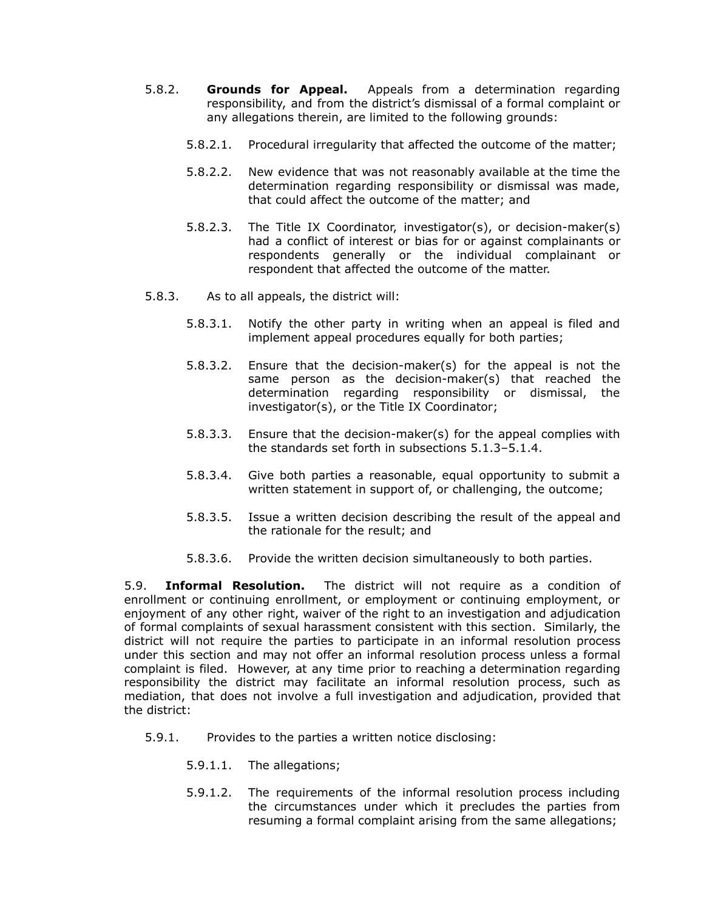5.8.2. **Grounds for Appeal.** Appeals from a determination regarding responsibility, and from the district's dismissal of a formal complaint or any allegations therein, are limited to the following grounds:

5.8.2.1. Procedural irregularity that affected the outcome of the matter;

5.8.2.2. New evidence that was not reasonably available at the time the determination regarding responsibility or dismissal was made, that could affect the outcome of the matter; and

5.8.2.3. The Title IX Coordinator, investigator(s), or decision-maker(s) had a conflict of interest or bias for or against complainants or respondents generally or the individual complainant or respondent that affected the outcome of the matter.

5.8.3. As to all appeals, the district will:

5.8.3.1. Notify the other party in writing when an appeal is filed and implement appeal procedures equally for both parties;

5.8.3.2. Ensure that the decision-maker(s) for the appeal is not the same person as the decision-maker(s) that reached the determination regarding responsibility or dismissal, the investigator(s), or the Title IX Coordinator;

5.8.3.3. Ensure that the decision-maker(s) for the appeal complies with the standards set forth in subsections 5.1.3–5.1.4.

5.8.3.4. Give both parties a reasonable, equal opportunity to submit a written statement in support of, or challenging, the outcome;

5.8.3.5. Issue a written decision describing the result of the appeal and the rationale for the result; and

5.8.3.6. Provide the written decision simultaneously to both parties.

5.9. **Informal Resolution.** The district will not require as a condition of enrollment or continuing enrollment, or employment or continuing employment, or enjoyment of any other right, waiver of the right to an investigation and adjudication of formal complaints of sexual harassment consistent with this section. Similarly, the district will not require the parties to participate in an informal resolution process under this section and may not offer an informal resolution process unless a formal complaint is filed. However, at any time prior to reaching a determination regarding responsibility the district may facilitate an informal resolution process, such as mediation, that does not involve a full investigation and adjudication, provided that the district:

5.9.1. Provides to the parties a written notice disclosing:

5.9.1.1. The allegations;

5.9.1.2. The requirements of the informal resolution process including the circumstances under which it precludes the parties from resuming a formal complaint arising from the same allegations;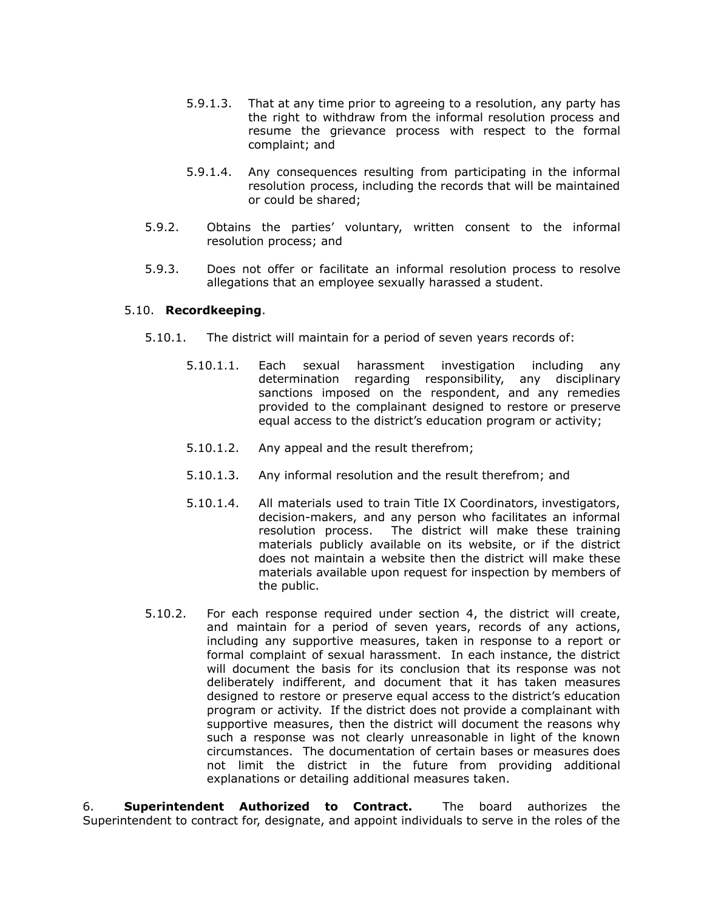5.9.1.3. That at any time prior to agreeing to a resolution, any party has the right to withdraw from the informal resolution process and resume the grievance process with respect to the formal complaint; and

5.9.1.4. Any consequences resulting from participating in the informal resolution process, including the records that will be maintained or could be shared;

5.9.2. Obtains the parties' voluntary, written consent to the informal resolution process; and

5.9.3. Does not offer or facilitate an informal resolution process to resolve allegations that an employee sexually harassed a student.

5.10. **Recordkeeping**.

5.10.1. The district will maintain for a period of seven years records of:

5.10.1.1. Each sexual harassment investigation including any determination regarding responsibility, any disciplinary sanctions imposed on the respondent, and any remedies provided to the complainant designed to restore or preserve equal access to the district's education program or activity;

5.10.1.2. Any appeal and the result therefrom;

5.10.1.3. Any informal resolution and the result therefrom; and

5.10.1.4. All materials used to train Title IX Coordinators, investigators, decision-makers, and any person who facilitates an informal resolution process. The district will make these training materials publicly available on its website, or if the district does not maintain a website then the district will make these materials available upon request for inspection by members of the public.

5.10.2. For each response required under section 4, the district will create, and maintain for a period of seven years, records of any actions, including any supportive measures, taken in response to a report or formal complaint of sexual harassment. In each instance, the district will document the basis for its conclusion that its response was not deliberately indifferent, and document that it has taken measures designed to restore or preserve equal access to the district's education program or activity. If the district does not provide a complainant with supportive measures, then the district will document the reasons why such a response was not clearly unreasonable in light of the known circumstances. The documentation of certain bases or measures does not limit the district in the future from providing additional explanations or detailing additional measures taken.

6. **Superintendent Authorized to Contract.** The board authorizes the Superintendent to contract for, designate, and appoint individuals to serve in the roles of the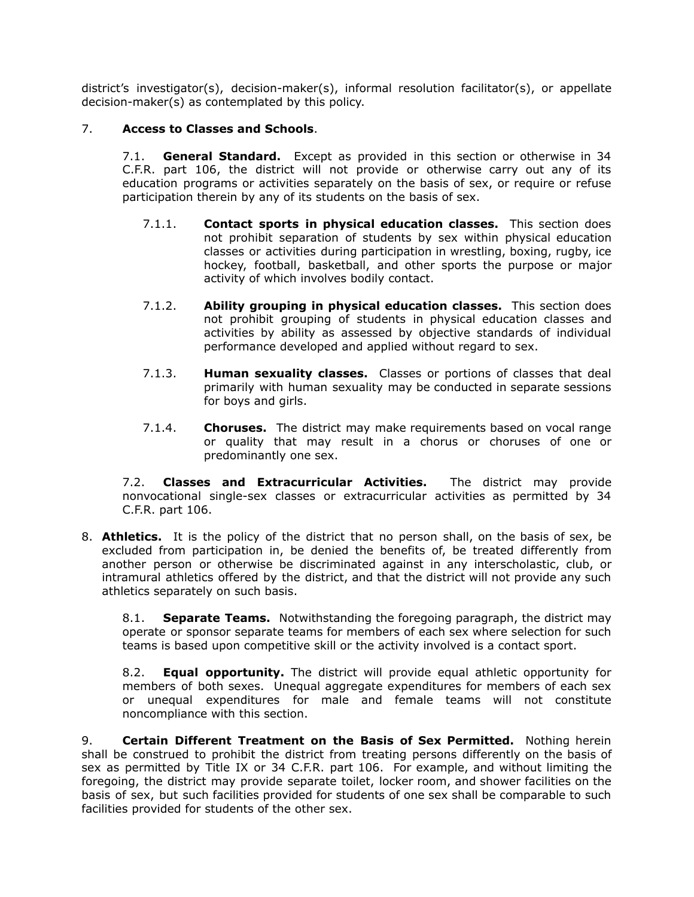district's investigator(s), decision-maker(s), informal resolution facilitator(s), or appellate decision-maker(s) as contemplated by this policy.

7. **Access to Classes and Schools**.

7.1. **General Standard.** Except as provided in this section or otherwise in 34 C.F.R. part 106, the district will not provide or otherwise carry out any of its education programs or activities separately on the basis of sex, or require or refuse participation therein by any of its students on the basis of sex.

7.1.1. **Contact sports in physical education classes.** This section does not prohibit separation of students by sex within physical education classes or activities during participation in wrestling, boxing, rugby, ice hockey, football, basketball, and other sports the purpose or major activity of which involves bodily contact.

7.1.2. **Ability grouping in physical education classes.** This section does not prohibit grouping of students in physical education classes and activities by ability as assessed by objective standards of individual performance developed and applied without regard to sex.

7.1.3. **Human sexuality classes.** Classes or portions of classes that deal primarily with human sexuality may be conducted in separate sessions for boys and girls.

7.1.4. **Choruses.** The district may make requirements based on vocal range or quality that may result in a chorus or choruses of one or predominantly one sex.

7.2. **Classes and Extracurricular Activities.** The district may provide nonvocational single-sex classes or extracurricular activities as permitted by 34 C.F.R. part 106.

8. **Athletics.** It is the policy of the district that no person shall, on the basis of sex, be excluded from participation in, be denied the benefits of, be treated differently from another person or otherwise be discriminated against in any interscholastic, club, or intramural athletics offered by the district, and that the district will not provide any such athletics separately on such basis.

8.1. **Separate Teams.** Notwithstanding the foregoing paragraph, the district may operate or sponsor separate teams for members of each sex where selection for such teams is based upon competitive skill or the activity involved is a contact sport.

8.2. **Equal opportunity.** The district will provide equal athletic opportunity for members of both sexes. Unequal aggregate expenditures for members of each sex or unequal expenditures for male and female teams will not constitute noncompliance with this section.

9. **Certain Different Treatment on the Basis of Sex Permitted.** Nothing herein shall be construed to prohibit the district from treating persons differently on the basis of sex as permitted by Title IX or 34 C.F.R. part 106. For example, and without limiting the foregoing, the district may provide separate toilet, locker room, and shower facilities on the basis of sex, but such facilities provided for students of one sex shall be comparable to such facilities provided for students of the other sex.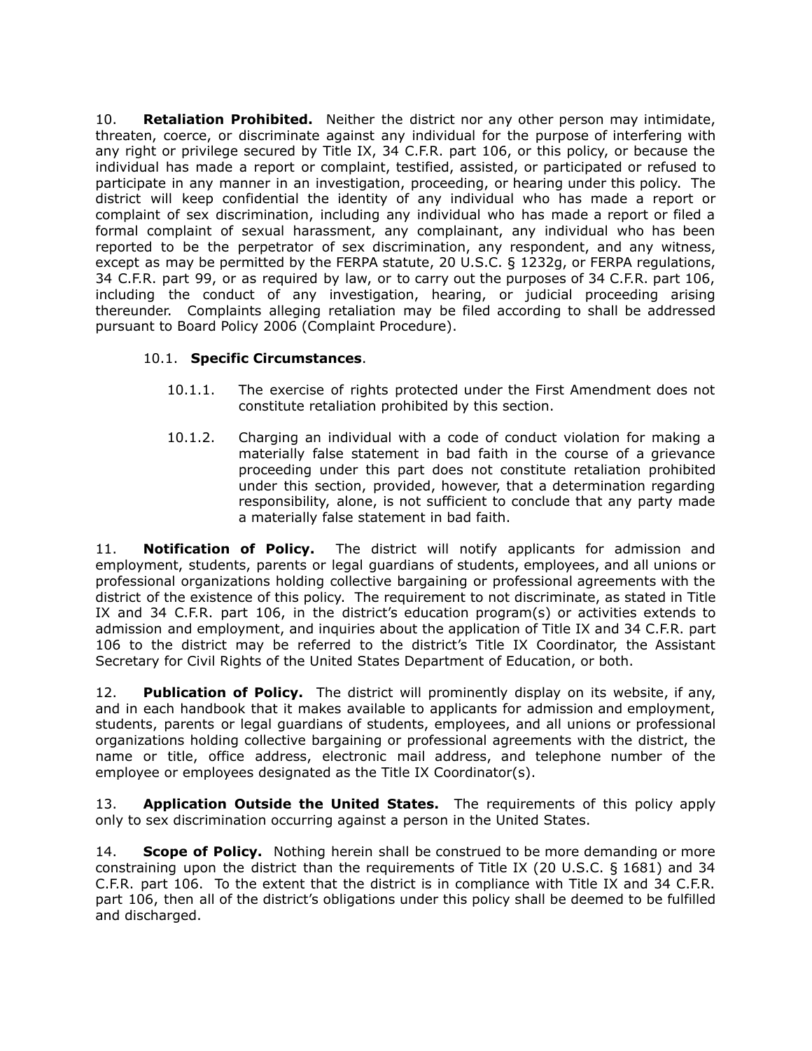10. **Retaliation Prohibited.** Neither the district nor any other person may intimidate, threaten, coerce, or discriminate against any individual for the purpose of interfering with any right or privilege secured by Title IX, 34 C.F.R. part 106, or this policy, or because the individual has made a report or complaint, testified, assisted, or participated or refused to participate in any manner in an investigation, proceeding, or hearing under this policy. The district will keep confidential the identity of any individual who has made a report or complaint of sex discrimination, including any individual who has made a report or filed a formal complaint of sexual harassment, any complainant, any individual who has been reported to be the perpetrator of sex discrimination, any respondent, and any witness, except as may be permitted by the FERPA statute, 20 U.S.C. § 1232g, or FERPA regulations, 34 C.F.R. part 99, or as required by law, or to carry out the purposes of 34 C.F.R. part 106, including the conduct of any investigation, hearing, or judicial proceeding arising thereunder. Complaints alleging retaliation may be filed according to shall be addressed pursuant to Board Policy 2006 (Complaint Procedure).

10.1. **Specific Circumstances**.

10.1.1. The exercise of rights protected under the First Amendment does not constitute retaliation prohibited by this section.

10.1.2. Charging an individual with a code of conduct violation for making a materially false statement in bad faith in the course of a grievance proceeding under this part does not constitute retaliation prohibited under this section, provided, however, that a determination regarding responsibility, alone, is not sufficient to conclude that any party made a materially false statement in bad faith.

11. **Notification of Policy.** The district will notify applicants for admission and employment, students, parents or legal guardians of students, employees, and all unions or professional organizations holding collective bargaining or professional agreements with the district of the existence of this policy. The requirement to not discriminate, as stated in Title IX and 34 C.F.R. part 106, in the district's education program(s) or activities extends to admission and employment, and inquiries about the application of Title IX and 34 C.F.R. part 106 to the district may be referred to the district's Title IX Coordinator, the Assistant Secretary for Civil Rights of the United States Department of Education, or both.

12. **Publication of Policy.** The district will prominently display on its website, if any, and in each handbook that it makes available to applicants for admission and employment, students, parents or legal guardians of students, employees, and all unions or professional organizations holding collective bargaining or professional agreements with the district, the name or title, office address, electronic mail address, and telephone number of the employee or employees designated as the Title IX Coordinator(s).

13. **Application Outside the United States.** The requirements of this policy apply only to sex discrimination occurring against a person in the United States.

14. **Scope of Policy.** Nothing herein shall be construed to be more demanding or more constraining upon the district than the requirements of Title IX (20 U.S.C. § 1681) and 34 C.F.R. part 106. To the extent that the district is in compliance with Title IX and 34 C.F.R. part 106, then all of the district's obligations under this policy shall be deemed to be fulfilled and discharged.